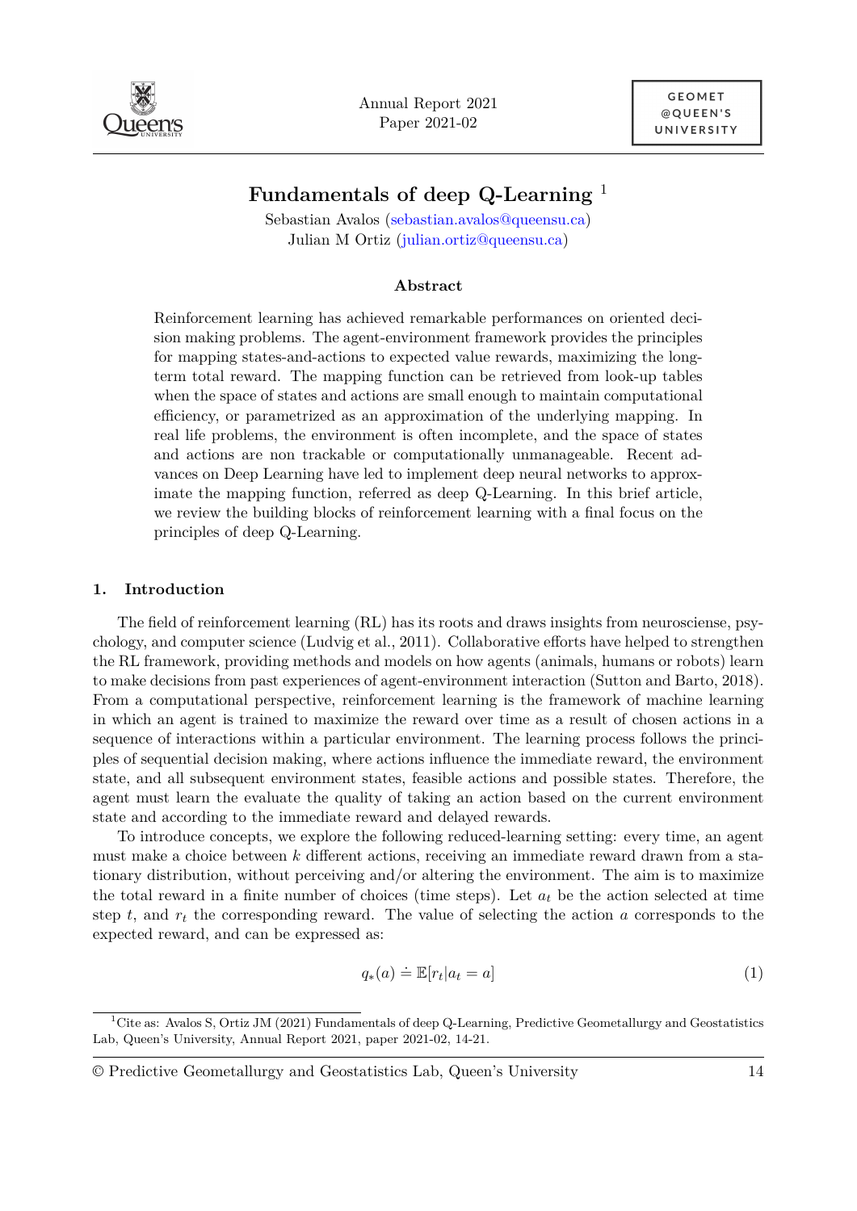# Fundamentals of deep Q-Learning [1]

Sebastian Avalos (sebastian.avalos@queensu.ca)
Julian M Ortiz (julian.ortiz@queensu.ca)

## Abstract

Reinforcement learning has achieved remarkable performances on oriented decision making problems. The agent-environment framework provides the principles for mapping states-and-actions to expected value rewards, maximizing the long-term total reward. The mapping function can be retrieved from look-up tables when the space of states and actions are small enough to maintain computational efficiency, or parametrized as an approximation of the underlying mapping. In real life problems, the environment is often incomplete, and the space of states and actions are non trackable or computationally unmanageable. Recent advances on Deep Learning have led to implement deep neural networks to approximate the mapping function, referred as deep Q-Learning. In this brief article, we review the building blocks of reinforcement learning with a final focus on the principles of deep Q-Learning.

## 1. Introduction

The field of reinforcement learning (RL) has its roots and draws insights from neurosciense, psychology, and computer science (Ludvig et al., 2011). Collaborative efforts have helped to strengthen the RL framework, providing methods and models on how agents (animals, humans or robots) learn to make decisions from past experiences of agent-environment interaction (Sutton and Barto, 2018). From a computational perspective, reinforcement learning is the framework of machine learning in which an agent is trained to maximize the reward over time as a result of chosen actions in a sequence of interactions within a particular environment. The learning process follows the principles of sequential decision making, where actions influence the immediate reward, the environment state, and all subsequent environment states, feasible actions and possible states. Therefore, the agent must learn the evaluate the quality of taking an action based on the current environment state and according to the immediate reward and delayed rewards.

To introduce concepts, we explore the following reduced-learning setting: every time, an agent must make a choice between $k$ different actions, receiving an immediate reward drawn from a stationary distribution, without perceiving and/or altering the environment. The aim is to maximize the total reward in a finite number of choices (time steps). Let $a_t$ be the action selected at time step $t$, and $r_t$ the corresponding reward. The value of selecting the action $a$ corresponds to the expected reward, and can be expressed as:

$$q_*(a) \doteq \mathbb{E}[r_t | a_t = a] \tag{1}$$

[1] Cite as: Avalos S, Ortiz JM (2021) Fundamentals of deep Q-Learning, Predictive Geometallurgy and Geostatistics Lab, Queen's University, Annual Report 2021, paper 2021-02, 14-21.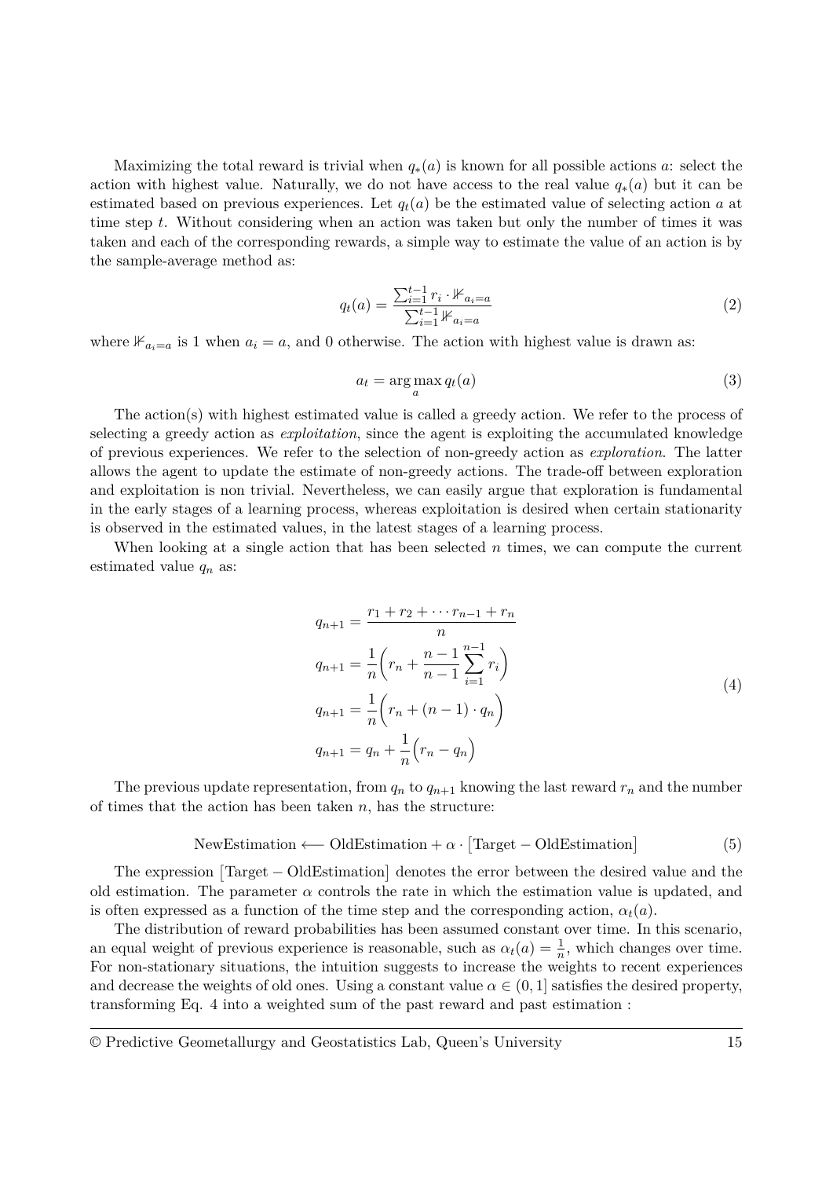Maximizing the total reward is trivial when $q_*(a)$ is known for all possible actions $a$: select the action with highest value. Naturally, we do not have access to the real value $q_*(a)$ but it can be estimated based on previous experiences. Let $q_t(a)$ be the estimated value of selecting action $a$ at time step $t$. Without considering when an action was taken but only the number of times it was taken and each of the corresponding rewards, a simple way to estimate the value of an action is by the sample-average method as:

$$q_t(a) = \frac{\sum_{i=1}^{t-1} r_i \cdot \mathbb{1}_{a_i=a}}{\sum_{i=1}^{t-1} \mathbb{1}_{a_i=a}} \tag{2}$$

where $\mathbb{1}_{a_i=a}$ is 1 when $a_i = a$, and 0 otherwise. The action with highest value is drawn as:

$$a_t = \arg\max_a q_t(a) \tag{3}$$

The action(s) with highest estimated value is called a greedy action. We refer to the process of selecting a greedy action as *exploitation*, since the agent is exploiting the accumulated knowledge of previous experiences. We refer to the selection of non-greedy action as *exploration*. The latter allows the agent to update the estimate of non-greedy actions. The trade-off between exploration and exploitation is non trivial. Nevertheless, we can easily argue that exploration is fundamental in the early stages of a learning process, whereas exploitation is desired when certain stationarity is observed in the estimated values, in the latest stages of a learning process.

When looking at a single action that has been selected $n$ times, we can compute the current estimated value $q_n$ as:

$$\begin{aligned}
q_{n+1} &= \frac{r_1 + r_2 + \cdots r_{n-1} + r_n}{n} \\
q_{n+1} &= \frac{1}{n}\Big(r_n + \frac{n-1}{n-1}\sum_{i=1}^{n-1} r_i\Big) \\
q_{n+1} &= \frac{1}{n}\Big(r_n + (n-1) \cdot q_n\Big) \\
q_{n+1} &= q_n + \frac{1}{n}\Big(r_n - q_n\Big)
\end{aligned} \tag{4}$$

The previous update representation, from $q_n$ to $q_{n+1}$ knowing the last reward $r_n$ and the number of times that the action has been taken $n$, has the structure:

$$\text{NewEstimation} \longleftarrow \text{OldEstimation} + \alpha \cdot \big[\text{Target} - \text{OldEstimation}\big] \tag{5}$$

The expression $\big[\text{Target} - \text{OldEstimation}\big]$ denotes the error between the desired value and the old estimation. The parameter $\alpha$ controls the rate in which the estimation value is updated, and is often expressed as a function of the time step and the corresponding action, $\alpha_t(a)$.

The distribution of reward probabilities has been assumed constant over time. In this scenario, an equal weight of previous experience is reasonable, such as $\alpha_t(a) = \frac{1}{n}$, which changes over time. For non-stationary situations, the intuition suggests to increase the weights to recent experiences and decrease the weights of old ones. Using a constant value $\alpha \in (0, 1]$ satisfies the desired property, transforming Eq. 4 into a weighted sum of the past reward and past estimation :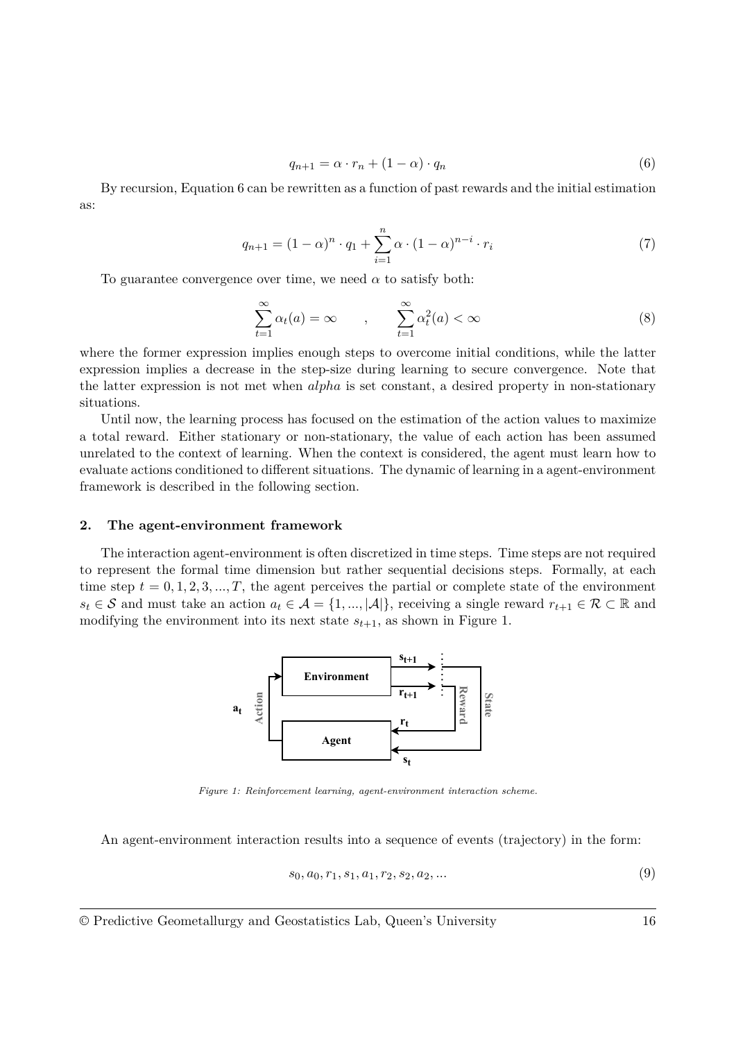$$q_{n+1} = \alpha \cdot r_n + (1 - \alpha) \cdot q_n \tag{6}$$

By recursion, Equation 6 can be rewritten as a function of past rewards and the initial estimation as:

$$q_{n+1} = (1 - \alpha)^n \cdot q_1 + \sum_{i=1}^{n} \alpha \cdot (1 - \alpha)^{n-i} \cdot r_i \tag{7}$$

To guarantee convergence over time, we need $\alpha$ to satisfy both:

$$\sum_{t=1}^{\infty} \alpha_t(a) = \infty \qquad , \qquad \sum_{t=1}^{\infty} \alpha_t^2(a) < \infty \tag{8}$$

where the former expression implies enough steps to overcome initial conditions, while the latter expression implies a decrease in the step-size during learning to secure convergence. Note that the latter expression is not met when *alpha* is set constant, a desired property in non-stationary situations.

Until now, the learning process has focused on the estimation of the action values to maximize a total reward. Either stationary or non-stationary, the value of each action has been assumed unrelated to the context of learning. When the context is considered, the agent must learn how to evaluate actions conditioned to different situations. The dynamic of learning in a agent-environment framework is described in the following section.

## 2. The agent-environment framework

The interaction agent-environment is often discretized in time steps. Time steps are not required to represent the formal time dimension but rather sequential decisions steps. Formally, at each time step $t = 0, 1, 2, 3, ..., T$, the agent perceives the partial or complete state of the environment $s_t \in \mathcal{S}$ and must take an action $a_t \in \mathcal{A} = \{1, ..., |\mathcal{A}|\}$, receiving a single reward $r_{t+1} \in \mathcal{R} \subset \mathbb{R}$ and modifying the environment into its next state $s_{t+1}$, as shown in Figure 1.

*Figure 1: Reinforcement learning, agent-environment interaction scheme.*

An agent-environment interaction results into a sequence of events (trajectory) in the form:

$$s_0, a_0, r_1, s_1, a_1, r_2, s_2, a_2, ... \tag{9}$$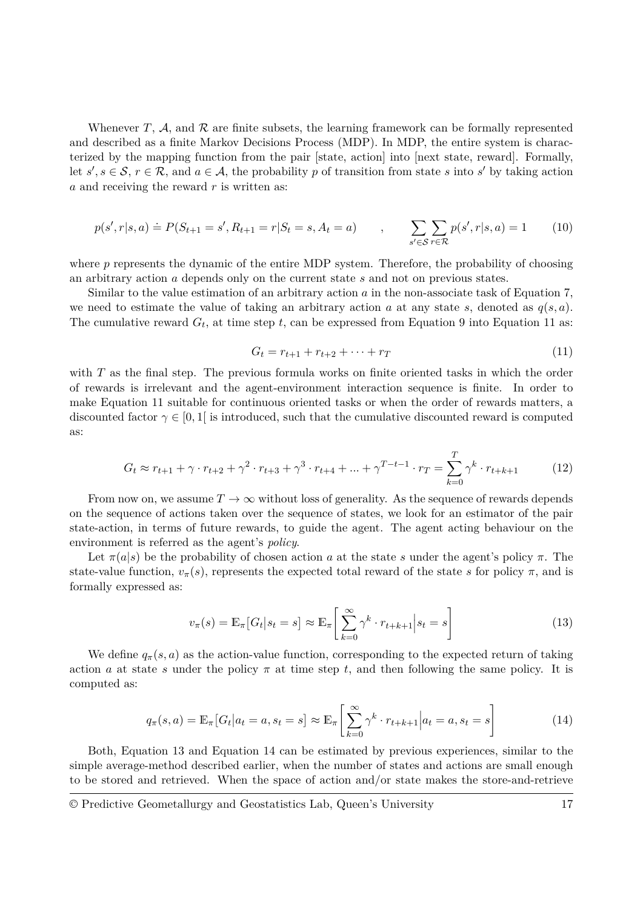Whenever $T$, $\mathcal{A}$, and $\mathcal{R}$ are finite subsets, the learning framework can be formally represented and described as a finite Markov Decisions Process (MDP). In MDP, the entire system is characterized by the mapping function from the pair [state, action] into [next state, reward]. Formally, let $s', s \in \mathcal{S}$, $r \in \mathcal{R}$, and $a \in \mathcal{A}$, the probability $p$ of transition from state $s$ into $s'$ by taking action $a$ and receiving the reward $r$ is written as:

$$p(s', r|s, a) \doteq P(S_{t+1} = s', R_{t+1} = r|S_t = s, A_t = a) \qquad , \qquad \sum_{s' \in \mathcal{S}} \sum_{r \in \mathcal{R}} p(s', r|s, a) = 1 \tag{10}$$

where $p$ represents the dynamic of the entire MDP system. Therefore, the probability of choosing an arbitrary action $a$ depends only on the current state $s$ and not on previous states.

Similar to the value estimation of an arbitrary action $a$ in the non-associate task of Equation 7, we need to estimate the value of taking an arbitrary action $a$ at any state $s$, denoted as $q(s, a)$. The cumulative reward $G_t$, at time step $t$, can be expressed from Equation 9 into Equation 11 as:

$$G_t = r_{t+1} + r_{t+2} + \cdots + r_T \tag{11}$$

with $T$ as the final step. The previous formula works on finite oriented tasks in which the order of rewards is irrelevant and the agent-environment interaction sequence is finite. In order to make Equation 11 suitable for continuous oriented tasks or when the order of rewards matters, a discounted factor $\gamma \in [0, 1[$ is introduced, such that the cumulative discounted reward is computed as:

$$G_t \approx r_{t+1} + \gamma \cdot r_{t+2} + \gamma^2 \cdot r_{t+3} + \gamma^3 \cdot r_{t+4} + ... + \gamma^{T-t-1} \cdot r_T = \sum_{k=0}^{T} \gamma^k \cdot r_{t+k+1} \tag{12}$$

From now on, we assume $T \to \infty$ without loss of generality. As the sequence of rewards depends on the sequence of actions taken over the sequence of states, we look for an estimator of the pair state-action, in terms of future rewards, to guide the agent. The agent acting behaviour on the environment is referred as the agent's *policy*.

Let $\pi(a|s)$ be the probability of chosen action $a$ at the state $s$ under the agent's policy $\pi$. The state-value function, $v_\pi(s)$, represents the expected total reward of the state $s$ for policy $\pi$, and is formally expressed as:

$$v_\pi(s) = \mathbb{E}_\pi\big[G_t \big| s_t = s\big] \approx \mathbb{E}_\pi\left[\sum_{k=0}^{\infty} \gamma^k \cdot r_{t+k+1} \Big| s_t = s\right] \tag{13}$$

We define $q_\pi(s, a)$ as the action-value function, corresponding to the expected return of taking action $a$ at state $s$ under the policy $\pi$ at time step $t$, and then following the same policy. It is computed as:

$$q_\pi(s, a) = \mathbb{E}_\pi\big[G_t \big| a_t = a, s_t = s\big] \approx \mathbb{E}_\pi\left[\sum_{k=0}^{\infty} \gamma^k \cdot r_{t+k+1} \Big| a_t = a, s_t = s\right] \tag{14}$$

Both, Equation 13 and Equation 14 can be estimated by previous experiences, similar to the simple average-method described earlier, when the number of states and actions are small enough to be stored and retrieved. When the space of action and/or state makes the store-and-retrieve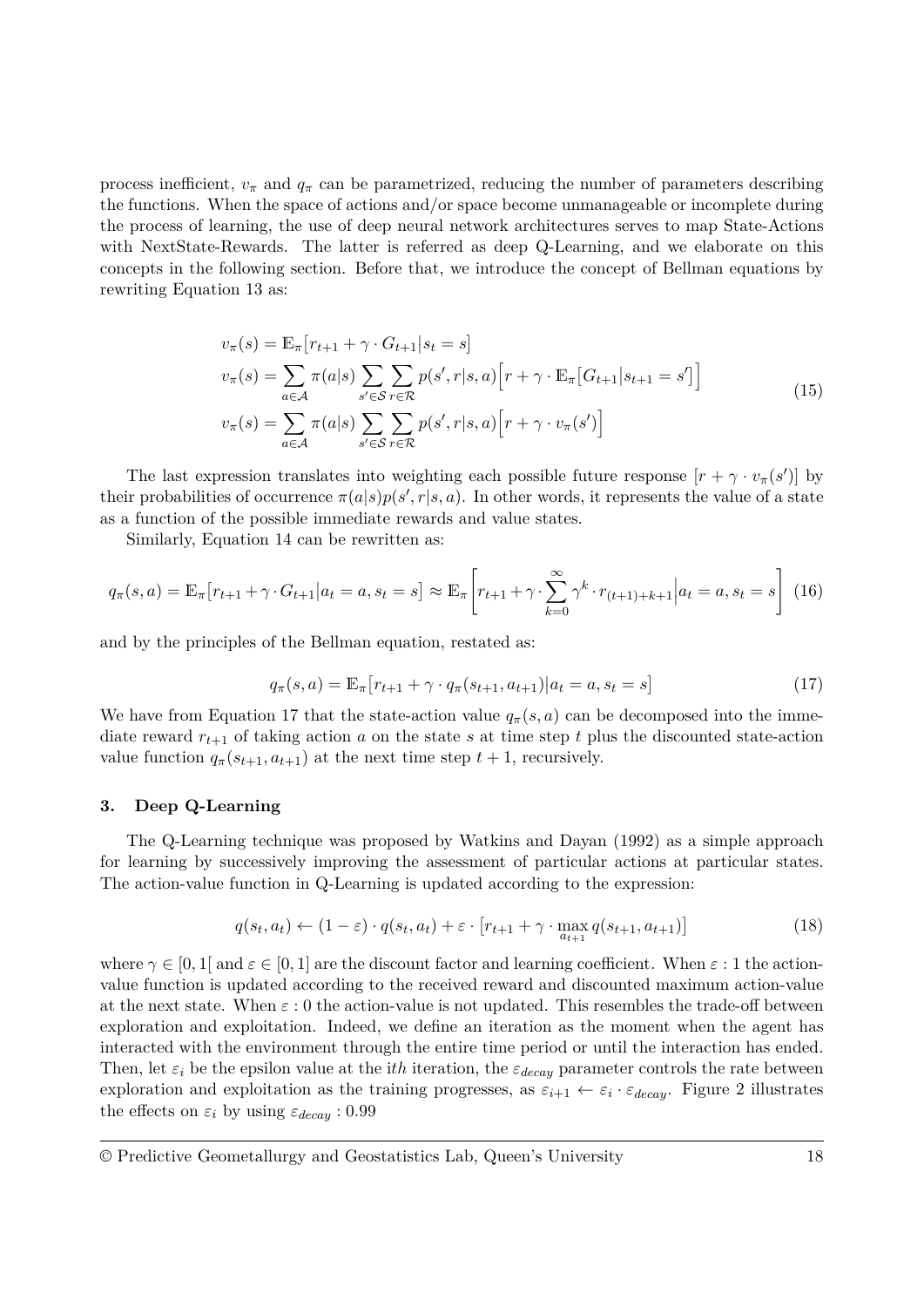process inefficient, $v_\pi$ and $q_\pi$ can be parametrized, reducing the number of parameters describing the functions. When the space of actions and/or space become unmanageable or incomplete during the process of learning, the use of deep neural network architectures serves to map State-Actions with NextState-Rewards. The latter is referred as deep Q-Learning, and we elaborate on this concepts in the following section. Before that, we introduce the concept of Bellman equations by rewriting Equation 13 as:

$$
\begin{aligned}
v_\pi(s) &= \mathbb{E}_\pi\big[r_{t+1} + \gamma \cdot G_{t+1} | s_t = s\big] \\
v_\pi(s) &= \sum_{a \in \mathcal{A}} \pi(a|s) \sum_{s' \in \mathcal{S}} \sum_{r \in \mathcal{R}} p(s', r|s, a)\Big[r + \gamma \cdot \mathbb{E}_\pi\big[G_{t+1}|s_{t+1} = s'\big]\Big] \\
v_\pi(s) &= \sum_{a \in \mathcal{A}} \pi(a|s) \sum_{s' \in \mathcal{S}} \sum_{r \in \mathcal{R}} p(s', r|s, a)\Big[r + \gamma \cdot v_\pi(s')\Big]
\end{aligned}
\tag{15}
$$

The last expression translates into weighting each possible future response $[r + \gamma \cdot v_\pi(s')]$ by their probabilities of occurrence $\pi(a|s)p(s', r|s, a)$. In other words, it represents the value of a state as a function of the possible immediate rewards and value states.

Similarly, Equation 14 can be rewritten as:

$$
q_\pi(s, a) = \mathbb{E}_\pi\big[r_{t+1} + \gamma \cdot G_{t+1} | a_t = a, s_t = s\big] \approx \mathbb{E}_\pi\left[r_{t+1} + \gamma \cdot \sum_{k=0}^{\infty} \gamma^k \cdot r_{(t+1)+k+1} \Big| a_t = a, s_t = s\right] \tag{16}
$$

and by the principles of the Bellman equation, restated as:

$$
q_\pi(s, a) = \mathbb{E}_\pi\big[r_{t+1} + \gamma \cdot q_\pi(s_{t+1}, a_{t+1}) | a_t = a, s_t = s\big] \tag{17}
$$

We have from Equation 17 that the state-action value $q_\pi(s, a)$ can be decomposed into the immediate reward $r_{t+1}$ of taking action $a$ on the state $s$ at time step $t$ plus the discounted state-action value function $q_\pi(s_{t+1}, a_{t+1})$ at the next time step $t + 1$, recursively.

## 3. Deep Q-Learning

The Q-Learning technique was proposed by Watkins and Dayan (1992) as a simple approach for learning by successively improving the assessment of particular actions at particular states. The action-value function in Q-Learning is updated according to the expression:

$$
q(s_t, a_t) \leftarrow (1 - \varepsilon) \cdot q(s_t, a_t) + \varepsilon \cdot \big[r_{t+1} + \gamma \cdot \max_{a_{t+1}} q(s_{t+1}, a_{t+1})\big] \tag{18}
$$

where $\gamma \in [0, 1[$ and $\varepsilon \in [0, 1]$ are the discount factor and learning coefficient. When $\varepsilon : 1$ the action-value function is updated according to the received reward and discounted maximum action-value at the next state. When $\varepsilon : 0$ the action-value is not updated. This resembles the trade-off between exploration and exploitation. Indeed, we define an iteration as the moment when the agent has interacted with the environment through the entire time period or until the interaction has ended. Then, let $\varepsilon_i$ be the epsilon value at the $ith$ iteration, the $\varepsilon_{decay}$ parameter controls the rate between exploration and exploitation as the training progresses, as $\varepsilon_{i+1} \leftarrow \varepsilon_i \cdot \varepsilon_{decay}$. Figure 2 illustrates the effects on $\varepsilon_i$ by using $\varepsilon_{decay} : 0.99$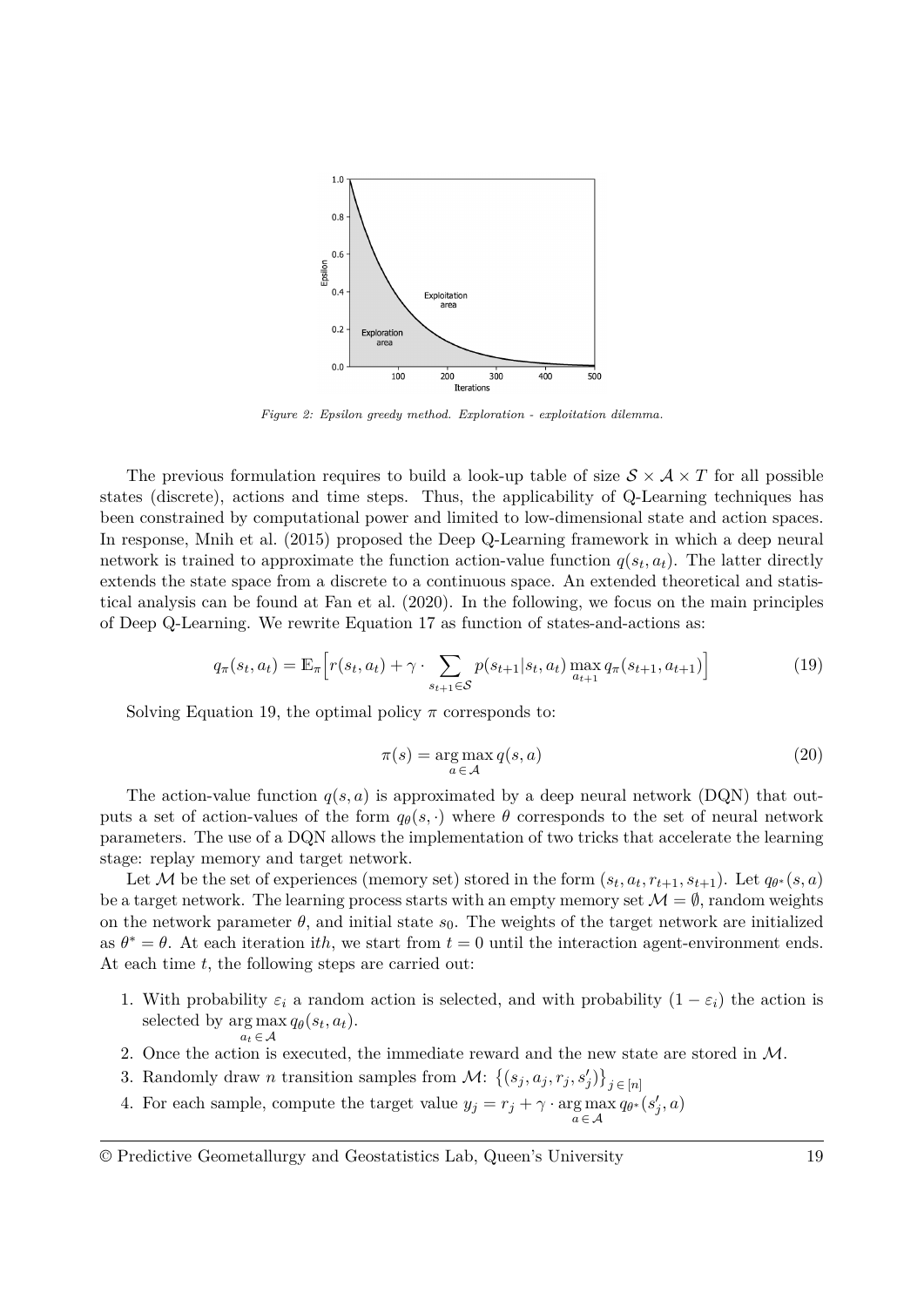*Figure 2: Epsilon greedy method. Exploration - exploitation dilemma.*

The previous formulation requires to build a look-up table of size $\mathcal{S} \times \mathcal{A} \times T$ for all possible states (discrete), actions and time steps. Thus, the applicability of Q-Learning techniques has been constrained by computational power and limited to low-dimensional state and action spaces. In response, Mnih et al. (2015) proposed the Deep Q-Learning framework in which a deep neural network is trained to approximate the function action-value function $q(s_t, a_t)$. The latter directly extends the state space from a discrete to a continuous space. An extended theoretical and statistical analysis can be found at Fan et al. (2020). In the following, we focus on the main principles of Deep Q-Learning. We rewrite Equation 17 as function of states-and-actions as:

$$q_\pi(s_t, a_t) = \mathbb{E}_\pi\Big[r(s_t, a_t) + \gamma \cdot \sum_{s_{t+1} \in \mathcal{S}} p(s_{t+1}|s_t, a_t) \max_{a_{t+1}} q_\pi(s_{t+1}, a_{t+1})\Big] \tag{19}$$

Solving Equation 19, the optimal policy $\pi$ corresponds to:

$$\pi(s) = \underset{a \in \mathcal{A}}{\arg\max}\, q(s, a) \tag{20}$$

The action-value function $q(s, a)$ is approximated by a deep neural network (DQN) that outputs a set of action-values of the form $q_\theta(s, \cdot)$ where $\theta$ corresponds to the set of neural network parameters. The use of a DQN allows the implementation of two tricks that accelerate the learning stage: replay memory and target network.

Let $\mathcal{M}$ be the set of experiences (memory set) stored in the form $(s_t, a_t, r_{t+1}, s_{t+1})$. Let $q_{\theta^*}(s, a)$ be a target network. The learning process starts with an empty memory set $\mathcal{M} = \emptyset$, random weights on the network parameter $\theta$, and initial state $s_0$. The weights of the target network are initialized as $\theta^* = \theta$. At each iteration $ith$, we start from $t = 0$ until the interaction agent-environment ends. At each time $t$, the following steps are carried out:

1. With probability $\varepsilon_i$ a random action is selected, and with probability $(1 - \varepsilon_i)$ the action is selected by $\underset{a_t \in \mathcal{A}}{\arg\max}\, q_\theta(s_t, a_t)$.
2. Once the action is executed, the immediate reward and the new state are stored in $\mathcal{M}$.
3. Randomly draw $n$ transition samples from $\mathcal{M}$: $\big\{(s_j, a_j, r_j, s'_j)\big\}_{j \in [n]}$
4. For each sample, compute the target value $y_j = r_j + \gamma \cdot \underset{a \in \mathcal{A}}{\arg\max}\, q_{\theta^*}(s'_j, a)$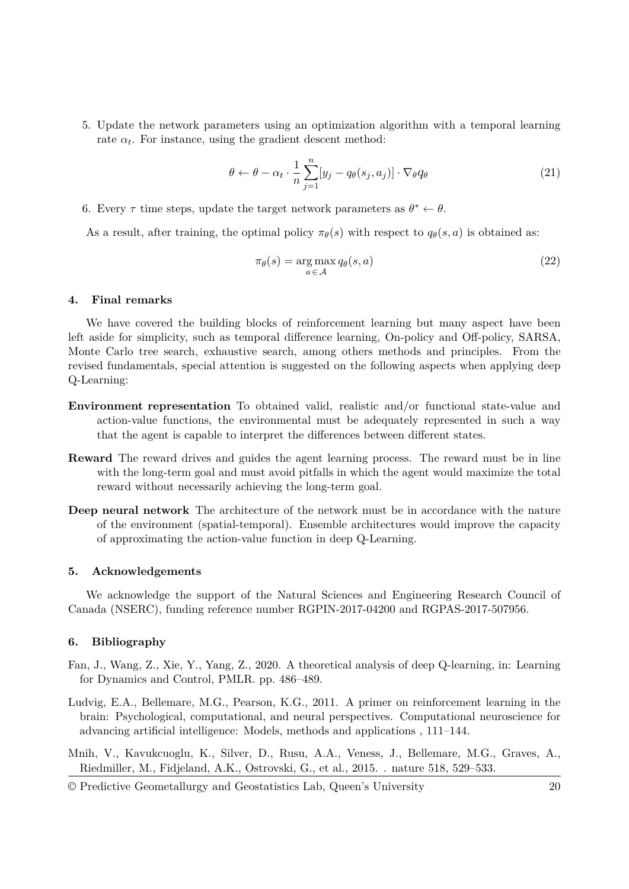5. Update the network parameters using an optimization algorithm with a temporal learning rate $\alpha_t$. For instance, using the gradient descent method:

$$\theta \leftarrow \theta - \alpha_t \cdot \frac{1}{n}\sum_{j=1}^{n}[y_j - q_\theta(s_j, a_j)] \cdot \nabla_\theta q_\theta \tag{21}$$

6. Every $\tau$ time steps, update the target network parameters as $\theta^* \leftarrow \theta$.

As a result, after training, the optimal policy $\pi_\theta(s)$ with respect to $q_\theta(s, a)$ is obtained as:

$$\pi_\theta(s) = \underset{a \in \mathcal{A}}{\arg\max}\, q_\theta(s, a) \tag{22}$$

## 4. Final remarks

We have covered the building blocks of reinforcement learning but many aspect have been left aside for simplicity, such as temporal difference learning, On-policy and Off-policy, SARSA, Monte Carlo tree search, exhaustive search, among others methods and principles. From the revised fundamentals, special attention is suggested on the following aspects when applying deep Q-Learning:

**Environment representation** To obtained valid, realistic and/or functional state-value and action-value functions, the environmental must be adequately represented in such a way that the agent is capable to interpret the differences between different states.

**Reward** The reward drives and guides the agent learning process. The reward must be in line with the long-term goal and must avoid pitfalls in which the agent would maximize the total reward without necessarily achieving the long-term goal.

**Deep neural network** The architecture of the network must be in accordance with the nature of the environment (spatial-temporal). Ensemble architectures would improve the capacity of approximating the action-value function in deep Q-Learning.

## 5. Acknowledgements

We acknowledge the support of the Natural Sciences and Engineering Research Council of Canada (NSERC), funding reference number RGPIN-2017-04200 and RGPAS-2017-507956.

## 6. Bibliography

Fan, J., Wang, Z., Xie, Y., Yang, Z., 2020. A theoretical analysis of deep Q-learning, in: Learning for Dynamics and Control, PMLR. pp. 486–489.

Ludvig, E.A., Bellemare, M.G., Pearson, K.G., 2011. A primer on reinforcement learning in the brain: Psychological, computational, and neural perspectives. Computational neuroscience for advancing artificial intelligence: Models, methods and applications , 111–144.

Mnih, V., Kavukcuoglu, K., Silver, D., Rusu, A.A., Veness, J., Bellemare, M.G., Graves, A., Riedmiller, M., Fidjeland, A.K., Ostrovski, G., et al., 2015. . nature 518, 529–533.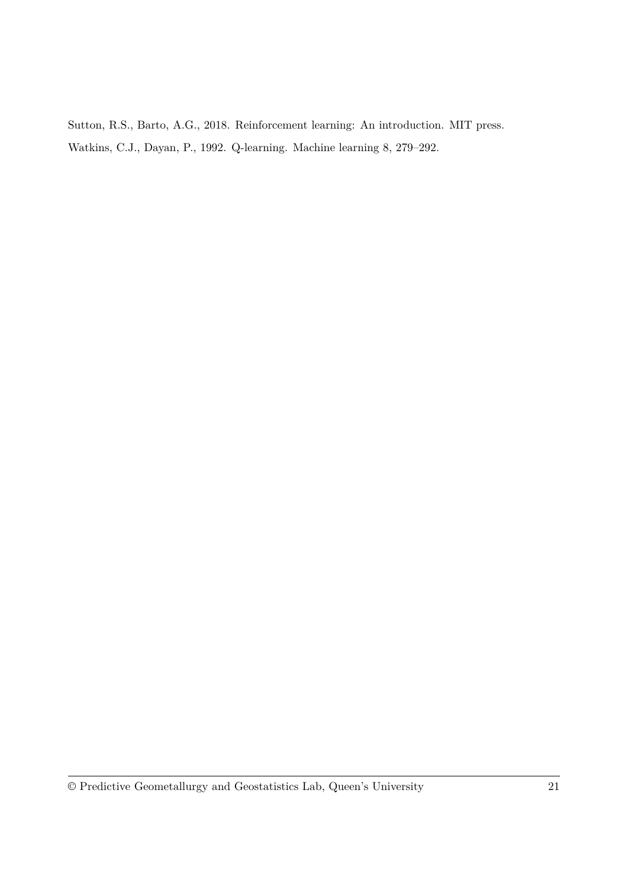Sutton, R.S., Barto, A.G., 2018. Reinforcement learning: An introduction. MIT press.

Watkins, C.J., Dayan, P., 1992. Q-learning. Machine learning 8, 279–292.